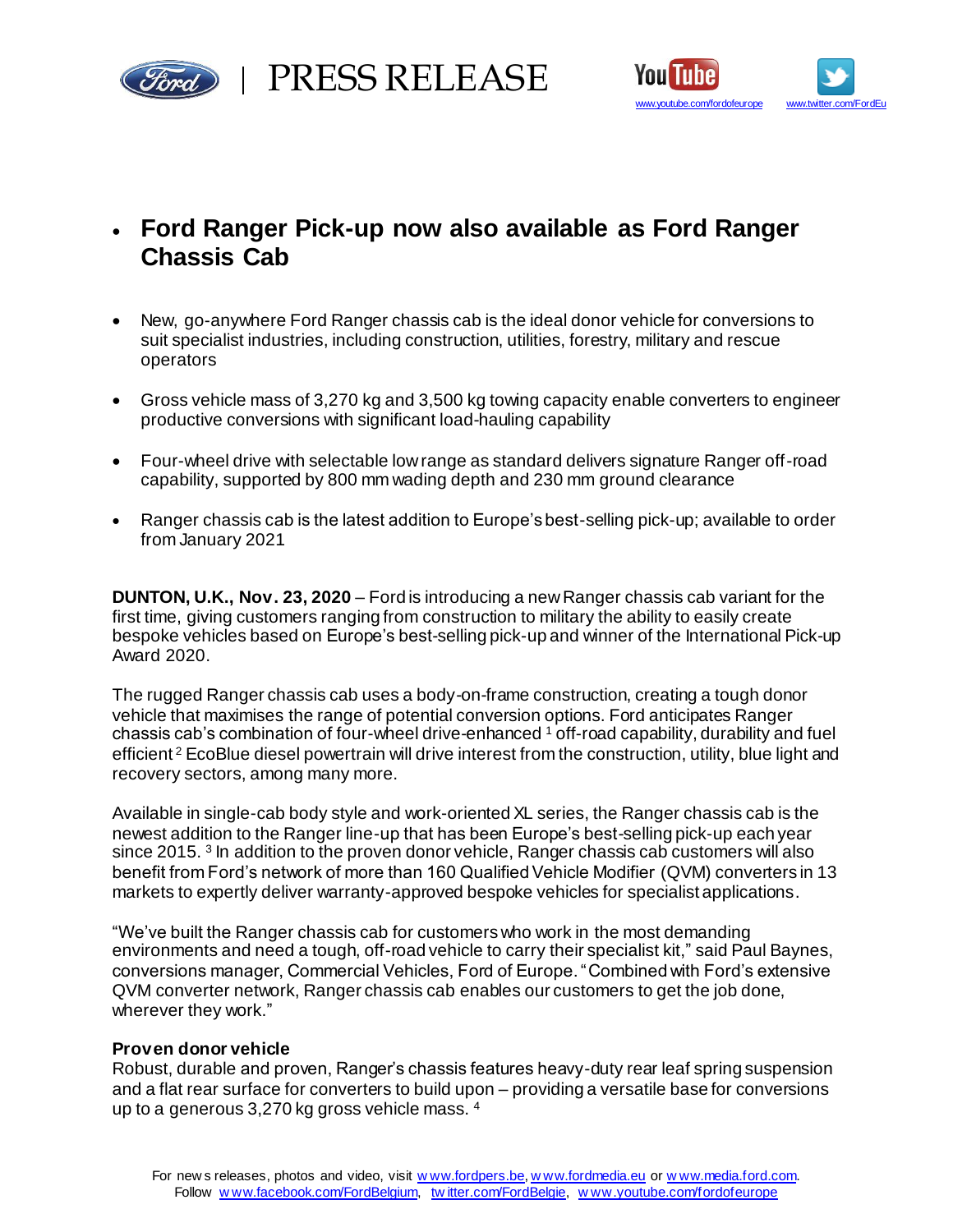# Ford Ranger Pick-up now also available as Ford Ranger Chassis Cab

- New, go-anywhere Ford Ranger chassis cab is the ideal donor vehicle for conversions to suit specialist industries, including construction, utilities, forestry, military and rescue operators
- Gross vehicle mass of 3,270 kg and 3,500 kg towing capacity enable converters to engineer productive conversions with significant load-hauling capability
- Four-wheel drive with selectable low range as standard delivers signature Ranger off-road capability, supported by 800 mm wading depth and 230 mm ground clearance
- Ranger chassis cab is the latest addition to Europe's best-selling pick-up; available to order from January 2021

**DUNTON, U.K., Nov. 23, 2020** – Ford is introducing a new Ranger chassis cab variant for the first time, giving customers ranging from construction to military the ability to easily create bespoke vehicles based on Europe's best-selling pick-up and winner of the International Pick-up Award 2020.

The rugged Ranger chassis cab uses a body-on-frame construction, creating a tough donor vehicle that maximises the range of potential conversion options. Ford anticipates Ranger chassis cab's combination of four-wheel drive-enhanced [1] off-road capability, durability and fuel efficient [2] EcoBlue diesel powertrain will drive interest from the construction, utility, blue light and recovery sectors, among many more.

Available in single-cab body style and work-oriented XL series, the Ranger chassis cab is the newest addition to the Ranger line-up that has been Europe's best-selling pick-up each year since 2015. [3] In addition to the proven donor vehicle, Ranger chassis cab customers will also benefit from Ford's network of more than 160 Qualified Vehicle Modifier (QVM) converters in 13 markets to expertly deliver warranty-approved bespoke vehicles for specialist applications.

"We've built the Ranger chassis cab for customers who work in the most demanding environments and need a tough, off-road vehicle to carry their specialist kit," said Paul Baynes, conversions manager, Commercial Vehicles, Ford of Europe. "Combined with Ford's extensive QVM converter network, Ranger chassis cab enables our customers to get the job done, wherever they work."

**Proven donor vehicle**

Robust, durable and proven, Ranger's chassis features heavy-duty rear leaf spring suspension and a flat rear surface for converters to build upon – providing a versatile base for conversions up to a generous 3,270 kg gross vehicle mass. [4]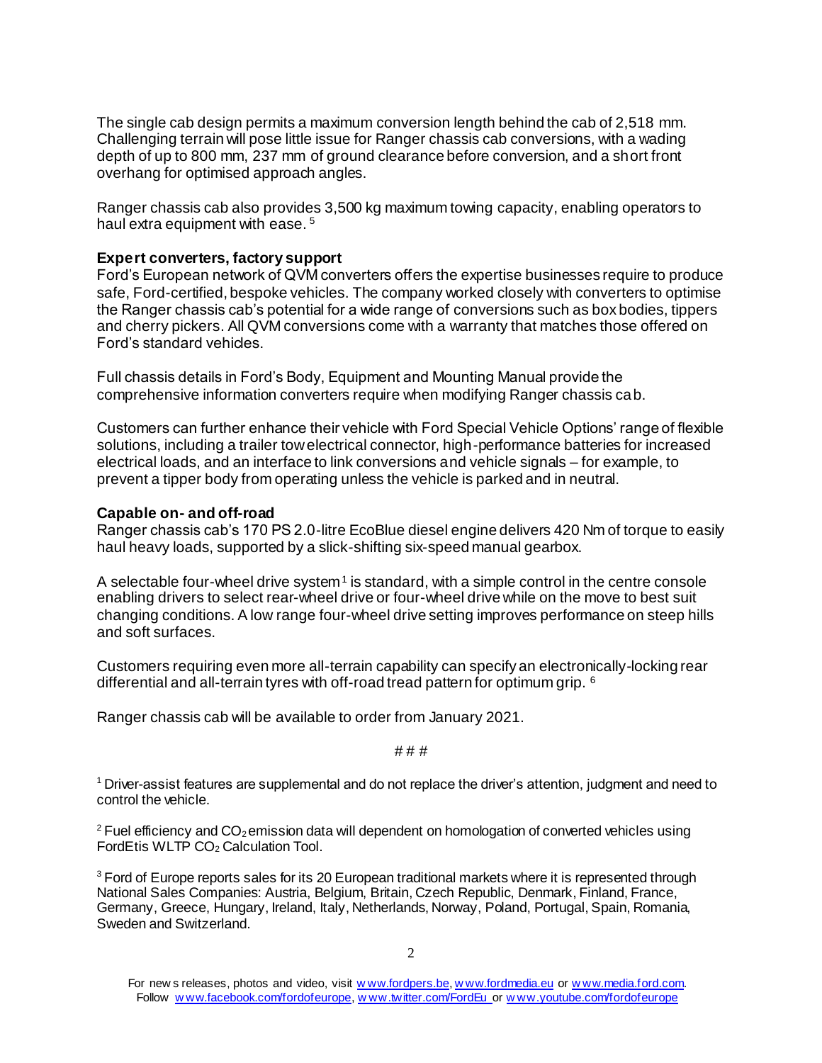The single cab design permits a maximum conversion length behind the cab of 2,518 mm. Challenging terrain will pose little issue for Ranger chassis cab conversions, with a wading depth of up to 800 mm, 237 mm of ground clearance before conversion, and a short front overhang for optimised approach angles.

Ranger chassis cab also provides 3,500 kg maximum towing capacity, enabling operators to haul extra equipment with ease. [5]

**Expert converters, factory support**
Ford's European network of QVM converters offers the expertise businesses require to produce safe, Ford-certified, bespoke vehicles. The company worked closely with converters to optimise the Ranger chassis cab's potential for a wide range of conversions such as box bodies, tippers and cherry pickers. All QVM conversions come with a warranty that matches those offered on Ford's standard vehicles.

Full chassis details in Ford's Body, Equipment and Mounting Manual provide the comprehensive information converters require when modifying Ranger chassis cab.

Customers can further enhance their vehicle with Ford Special Vehicle Options' range of flexible solutions, including a trailer tow electrical connector, high-performance batteries for increased electrical loads, and an interface to link conversions and vehicle signals – for example, to prevent a tipper body from operating unless the vehicle is parked and in neutral.

**Capable on- and off-road**
Ranger chassis cab's 170 PS 2.0-litre EcoBlue diesel engine delivers 420 Nm of torque to easily haul heavy loads, supported by a slick-shifting six-speed manual gearbox.

A selectable four-wheel drive system[1] is standard, with a simple control in the centre console enabling drivers to select rear-wheel drive or four-wheel drive while on the move to best suit changing conditions. A low range four-wheel drive setting improves performance on steep hills and soft surfaces.

Customers requiring even more all-terrain capability can specify an electronically-locking rear differential and all-terrain tyres with off-road tread pattern for optimum grip. [6]

Ranger chassis cab will be available to order from January 2021.

# # #

[1] Driver-assist features are supplemental and do not replace the driver's attention, judgment and need to control the vehicle.

[2] Fuel efficiency and $CO_2$ emission data will dependent on homologation of converted vehicles using FordEtis WLTP $CO_2$ Calculation Tool.

[3] Ford of Europe reports sales for its 20 European traditional markets where it is represented through National Sales Companies: Austria, Belgium, Britain, Czech Republic, Denmark, Finland, France, Germany, Greece, Hungary, Ireland, Italy, Netherlands, Norway, Poland, Portugal, Spain, Romania, Sweden and Switzerland.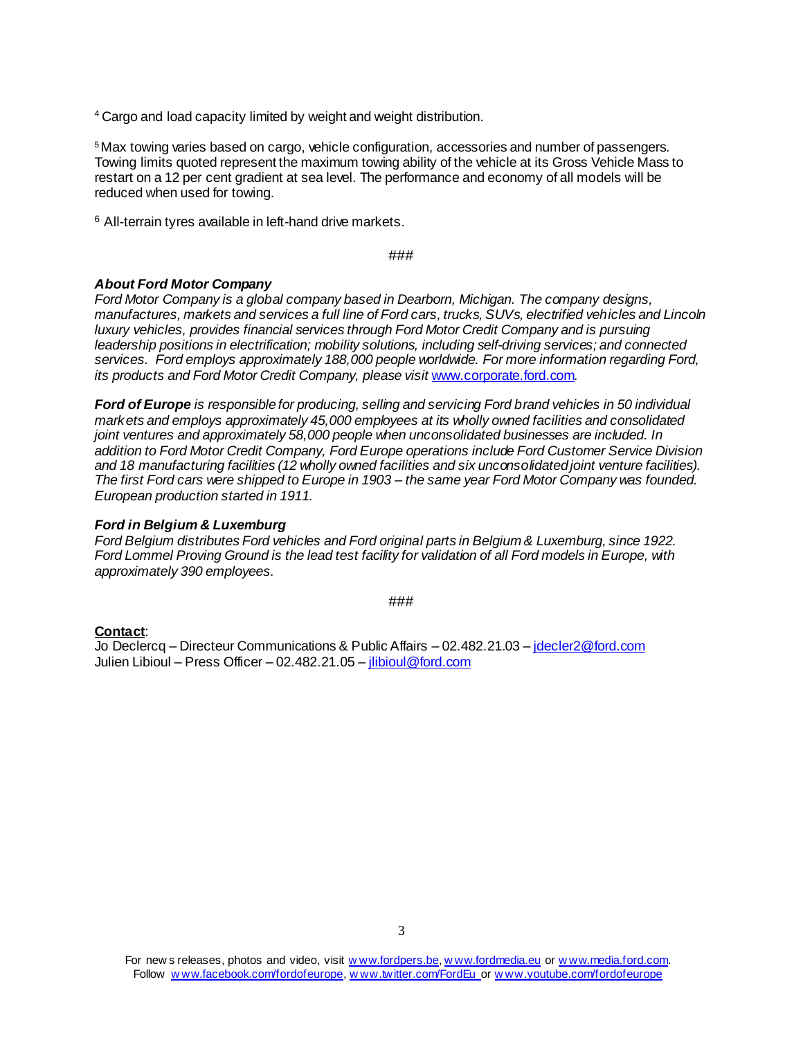[4] Cargo and load capacity limited by weight and weight distribution.

[5] Max towing varies based on cargo, vehicle configuration, accessories and number of passengers. Towing limits quoted represent the maximum towing ability of the vehicle at its Gross Vehicle Mass to restart on a 12 per cent gradient at sea level. The performance and economy of all models will be reduced when used for towing.

[6] All-terrain tyres available in left-hand drive markets.

###

***About Ford Motor Company***
*Ford Motor Company is a global company based in Dearborn, Michigan. The company designs, manufactures, markets and services a full line of Ford cars, trucks, SUVs, electrified vehicles and Lincoln luxury vehicles, provides financial services through Ford Motor Credit Company and is pursuing leadership positions in electrification; mobility solutions, including self-driving services; and connected services. Ford employs approximately 188,000 people worldwide. For more information regarding Ford, its products and Ford Motor Credit Company, please visit* [www.corporate.ford.com](http://www.corporate.ford.com).

***Ford of Europe*** *is responsible for producing, selling and servicing Ford brand vehicles in 50 individual markets and employs approximately 45,000 employees at its wholly owned facilities and consolidated joint ventures and approximately 58,000 people when unconsolidated businesses are included. In addition to Ford Motor Credit Company, Ford Europe operations include Ford Customer Service Division and 18 manufacturing facilities (12 wholly owned facilities and six unconsolidated joint venture facilities). The first Ford cars were shipped to Europe in 1903 – the same year Ford Motor Company was founded. European production started in 1911.*

***Ford in Belgium & Luxemburg***
*Ford Belgium distributes Ford vehicles and Ford original parts in Belgium & Luxemburg, since 1922. Ford Lommel Proving Ground is the lead test facility for validation of all Ford models in Europe, with approximately 390 employees.*

###

**Contact**:
Jo Declercq – Directeur Communications & Public Affairs – 02.482.21.03 – [jdecler2@ford.com](mailto:jdecler2@ford.com)
Julien Libioul – Press Officer – 02.482.21.05 – [jlibioul@ford.com](mailto:jlibioul@ford.com)

For news releases, photos and video, visit www.fordpers.be, www.fordmedia.eu or www.media.ford.com.
Follow www.facebook.com/fordofeurope, www.twitter.com/FordEu or www.youtube.com/fordofeurope